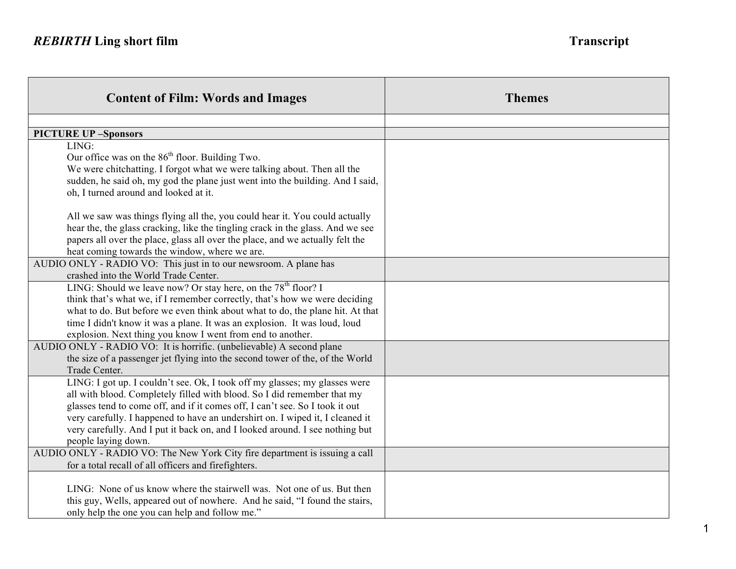*REBIRTH* **Ling short film** **Transcript**

| Content of Film: Words and Images | Themes |
|---|---|
| | |
| **PICTURE UP –Sponsors** | |
| LING:<br>Our office was on the 86th floor. Building Two.<br>We were chitchatting. I forgot what we were talking about. Then all the sudden, he said oh, my god the plane just went into the building. And I said, oh, I turned around and looked at it.<br><br>All we saw was things flying all the, you could hear it. You could actually hear the, the glass cracking, like the tingling crack in the glass. And we see papers all over the place, glass all over the place, and we actually felt the heat coming towards the window, where we are. | |
| AUDIO ONLY - RADIO VO: This just in to our newsroom. A plane has crashed into the World Trade Center. | |
| LING: Should we leave now? Or stay here, on the 78th floor? I think that's what we, if I remember correctly, that's how we were deciding what to do. But before we even think about what to do, the plane hit. At that time I didn't know it was a plane. It was an explosion. It was loud, loud explosion. Next thing you know I went from end to another. | |
| AUDIO ONLY - RADIO VO: It is horrific. (unbelievable) A second plane the size of a passenger jet flying into the second tower of the, of the World Trade Center. | |
| LING: I got up. I couldn't see. Ok, I took off my glasses; my glasses were all with blood. Completely filled with blood. So I did remember that my glasses tend to come off, and if it comes off, I can't see. So I took it out very carefully. I happened to have an undershirt on. I wiped it, I cleaned it very carefully. And I put it back on, and I looked around. I see nothing but people laying down. | |
| AUDIO ONLY - RADIO VO: The New York City fire department is issuing a call for a total recall of all officers and firefighters. | |
| LING: None of us know where the stairwell was. Not one of us. But then this guy, Wells, appeared out of nowhere. And he said, "I found the stairs, only help the one you can help and follow me." | |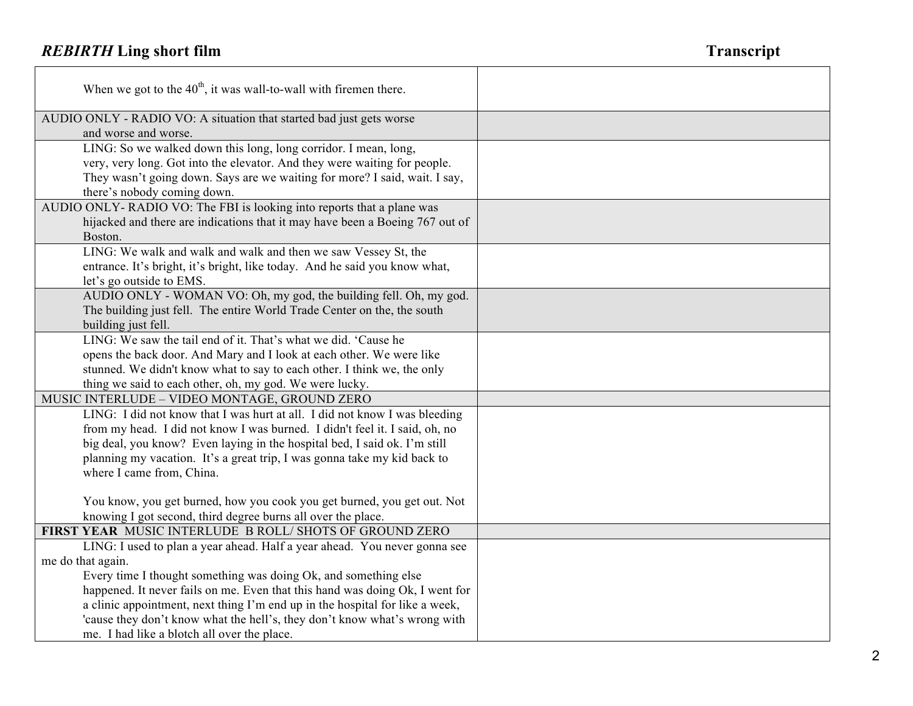| | |
|---|---|
| When we got to the 40th, it was wall-to-wall with firemen there. | |
| AUDIO ONLY - RADIO VO: A situation that started bad just gets worse and worse and worse. | |
| LING: So we walked down this long, long corridor. I mean, long, very, very long. Got into the elevator. And they were waiting for people. They wasn't going down. Says are we waiting for more? I said, wait. I say, there's nobody coming down. | |
| AUDIO ONLY- RADIO VO: The FBI is looking into reports that a plane was hijacked and there are indications that it may have been a Boeing 767 out of Boston. | |
| LING: We walk and walk and walk and then we saw Vessey St, the entrance. It's bright, it's bright, like today. And he said you know what, let's go outside to EMS. | |
| AUDIO ONLY - WOMAN VO: Oh, my god, the building fell. Oh, my god. The building just fell. The entire World Trade Center on the, the south building just fell. | |
| LING: We saw the tail end of it. That's what we did. 'Cause he opens the back door. And Mary and I look at each other. We were like stunned. We didn't know what to say to each other. I think we, the only thing we said to each other, oh, my god. We were lucky. | |
| MUSIC INTERLUDE – VIDEO MONTAGE, GROUND ZERO | |
| LING: I did not know that I was hurt at all. I did not know I was bleeding from my head. I did not know I was burned. I didn't feel it. I said, oh, no big deal, you know? Even laying in the hospital bed, I said ok. I'm still planning my vacation. It's a great trip, I was gonna take my kid back to where I came from, China.<br><br>You know, you get burned, how you cook you get burned, you get out. Not knowing I got second, third degree burns all over the place. | |
| **FIRST YEAR** MUSIC INTERLUDE B ROLL/ SHOTS OF GROUND ZERO | |
| LING: I used to plan a year ahead. Half a year ahead. You never gonna see me do that again.<br>Every time I thought something was doing Ok, and something else happened. It never fails on me. Even that this hand was doing Ok, I went for a clinic appointment, next thing I'm end up in the hospital for like a week, 'cause they don't know what the hell's, they don't know what's wrong with me. I had like a blotch all over the place. | |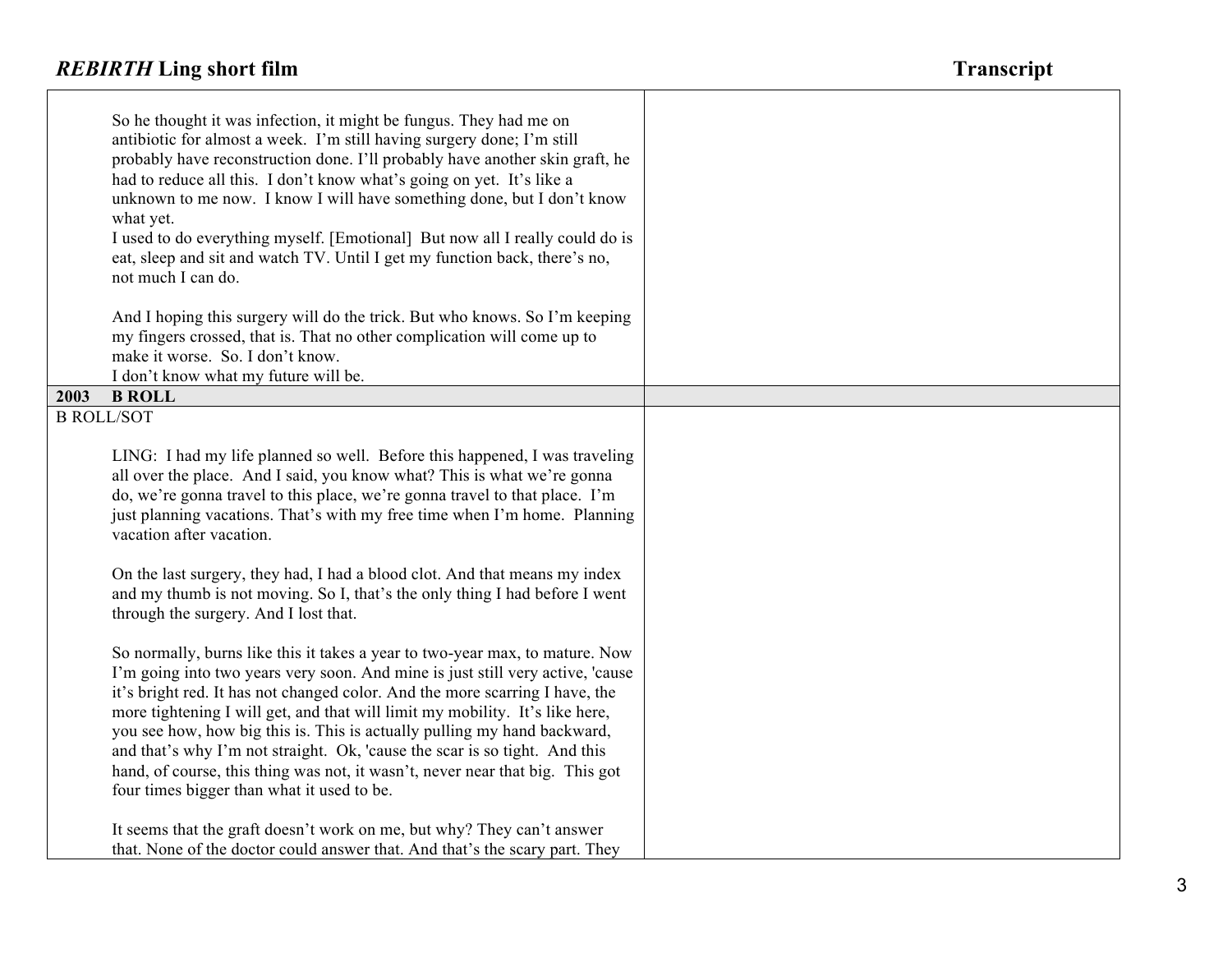| | |
|---|---|
| So he thought it was infection, it might be fungus. They had me on antibiotic for almost a week. I'm still having surgery done; I'm still probably have reconstruction done. I'll probably have another skin graft, he had to reduce all this. I don't know what's going on yet. It's like a unknown to me now. I know I will have something done, but I don't know what yet.<br>I used to do everything myself. [Emotional] But now all I really could do is eat, sleep and sit and watch TV. Until I get my function back, there's no, not much I can do.<br><br>And I hoping this surgery will do the trick. But who knows. So I'm keeping my fingers crossed, that is. That no other complication will come up to make it worse. So. I don't know.<br>I don't know what my future will be. | |
| **2003 B ROLL** | |
| B ROLL/SOT<br><br>LING: I had my life planned so well. Before this happened, I was traveling all over the place. And I said, you know what? This is what we're gonna do, we're gonna travel to this place, we're gonna travel to that place. I'm just planning vacations. That's with my free time when I'm home. Planning vacation after vacation.<br><br>On the last surgery, they had, I had a blood clot. And that means my index and my thumb is not moving. So I, that's the only thing I had before I went through the surgery. And I lost that.<br><br>So normally, burns like this it takes a year to two-year max, to mature. Now I'm going into two years very soon. And mine is just still very active, 'cause it's bright red. It has not changed color. And the more scarring I have, the more tightening I will get, and that will limit my mobility. It's like here, you see how, how big this is. This is actually pulling my hand backward, and that's why I'm not straight. Ok, 'cause the scar is so tight. And this hand, of course, this thing was not, it wasn't, never near that big. This got four times bigger than what it used to be.<br><br>It seems that the graft doesn't work on me, but why? They can't answer that. None of the doctor could answer that. And that's the scary part. They | |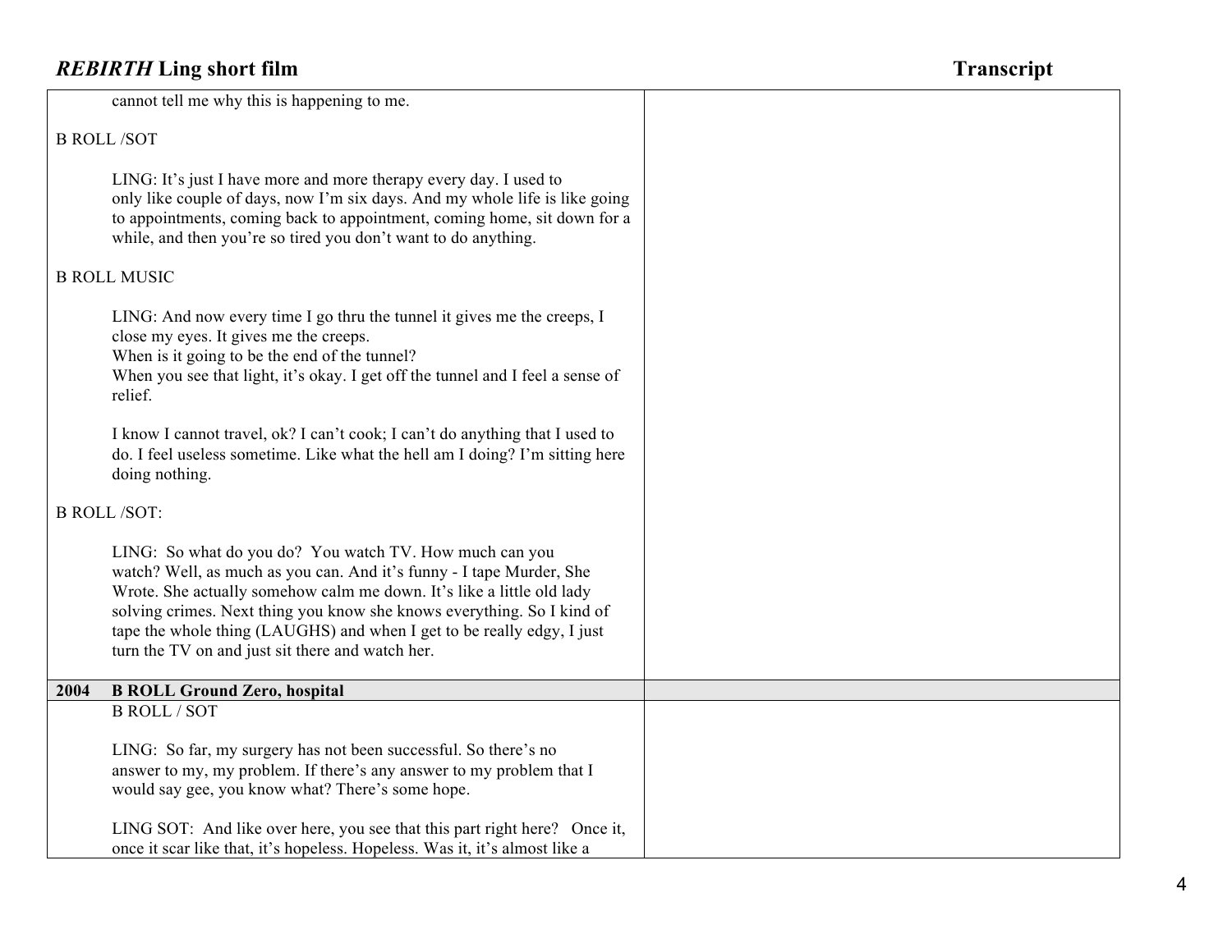cannot tell me why this is happening to me.

B ROLL /SOT

LING: It's just I have more and more therapy every day. I used to only like couple of days, now I'm six days. And my whole life is like going to appointments, coming back to appointment, coming home, sit down for a while, and then you're so tired you don't want to do anything.

B ROLL MUSIC

LING: And now every time I go thru the tunnel it gives me the creeps, I close my eyes. It gives me the creeps.
When is it going to be the end of the tunnel?
When you see that light, it's okay. I get off the tunnel and I feel a sense of relief.

I know I cannot travel, ok? I can't cook; I can't do anything that I used to do. I feel useless sometime. Like what the hell am I doing? I'm sitting here doing nothing.

B ROLL /SOT:

LING: So what do you do? You watch TV. How much can you watch? Well, as much as you can. And it's funny - I tape Murder, She Wrote. She actually somehow calm me down. It's like a little old lady solving crimes. Next thing you know she knows everything. So I kind of tape the whole thing (LAUGHS) and when I get to be really edgy, I just turn the TV on and just sit there and watch her.

**2004 B ROLL Ground Zero, hospital**

B ROLL / SOT

LING: So far, my surgery has not been successful. So there's no answer to my, my problem. If there's any answer to my problem that I would say gee, you know what? There's some hope.

LING SOT: And like over here, you see that this part right here? Once it, once it scar like that, it's hopeless. Hopeless. Was it, it's almost like a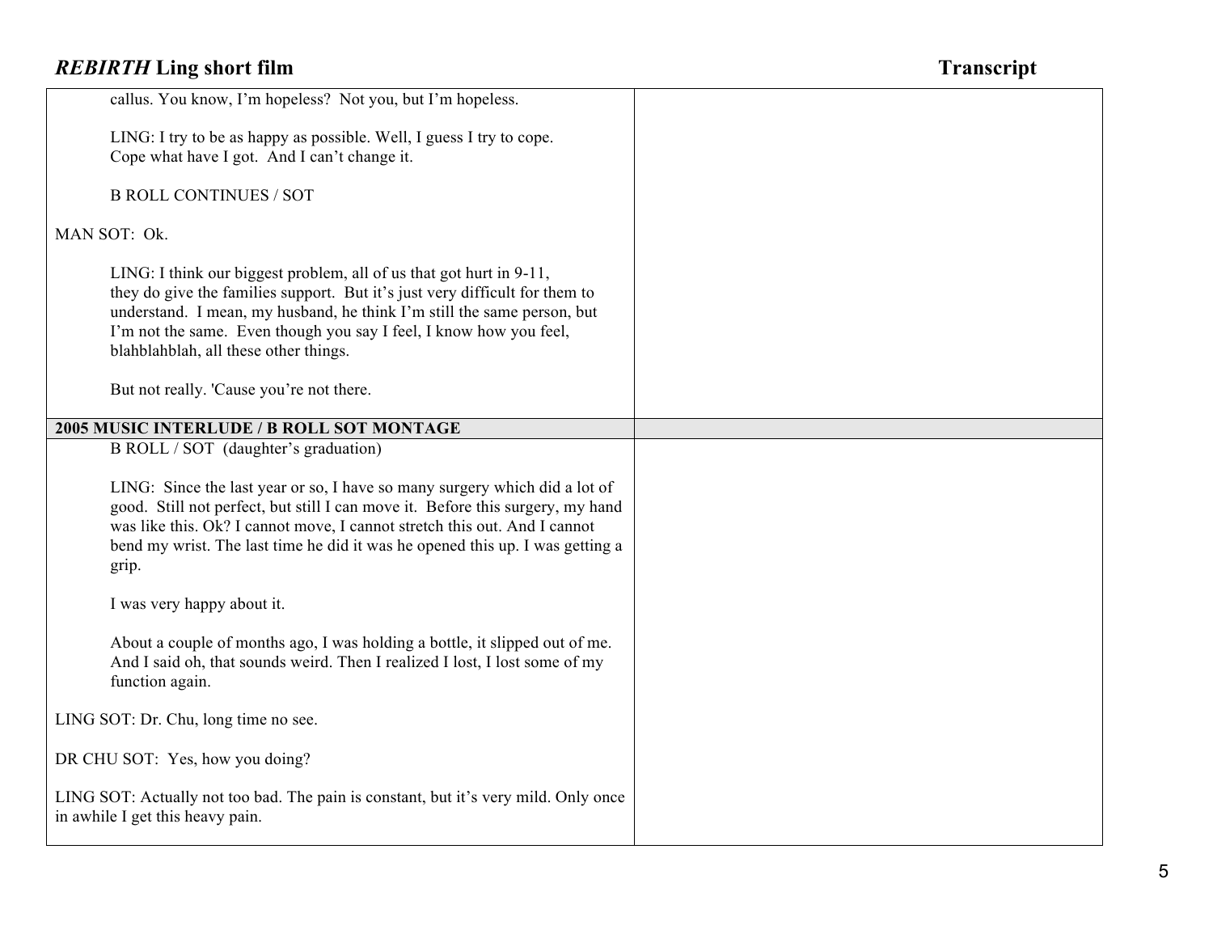| | |
|---|---|
| callus. You know, I'm hopeless? Not you, but I'm hopeless.<br><br>LING: I try to be as happy as possible. Well, I guess I try to cope. Cope what have I got. And I can't change it.<br><br>B ROLL CONTINUES / SOT<br><br>MAN SOT: Ok.<br><br>LING: I think our biggest problem, all of us that got hurt in 9-11, they do give the families support. But it's just very difficult for them to understand. I mean, my husband, he think I'm still the same person, but I'm not the same. Even though you say I feel, I know how you feel, blahblahblah, all these other things.<br><br>But not really. 'Cause you're not there. | |
| **2005 MUSIC INTERLUDE / B ROLL SOT MONTAGE** | |
| B ROLL / SOT (daughter's graduation)<br><br>LING: Since the last year or so, I have so many surgery which did a lot of good. Still not perfect, but still I can move it. Before this surgery, my hand was like this. Ok? I cannot move, I cannot stretch this out. And I cannot bend my wrist. The last time he did it was he opened this up. I was getting a grip.<br><br>I was very happy about it.<br><br>About a couple of months ago, I was holding a bottle, it slipped out of me. And I said oh, that sounds weird. Then I realized I lost, I lost some of my function again.<br><br>LING SOT: Dr. Chu, long time no see.<br><br>DR CHU SOT: Yes, how you doing?<br><br>LING SOT: Actually not too bad. The pain is constant, but it's very mild. Only once in awhile I get this heavy pain. | |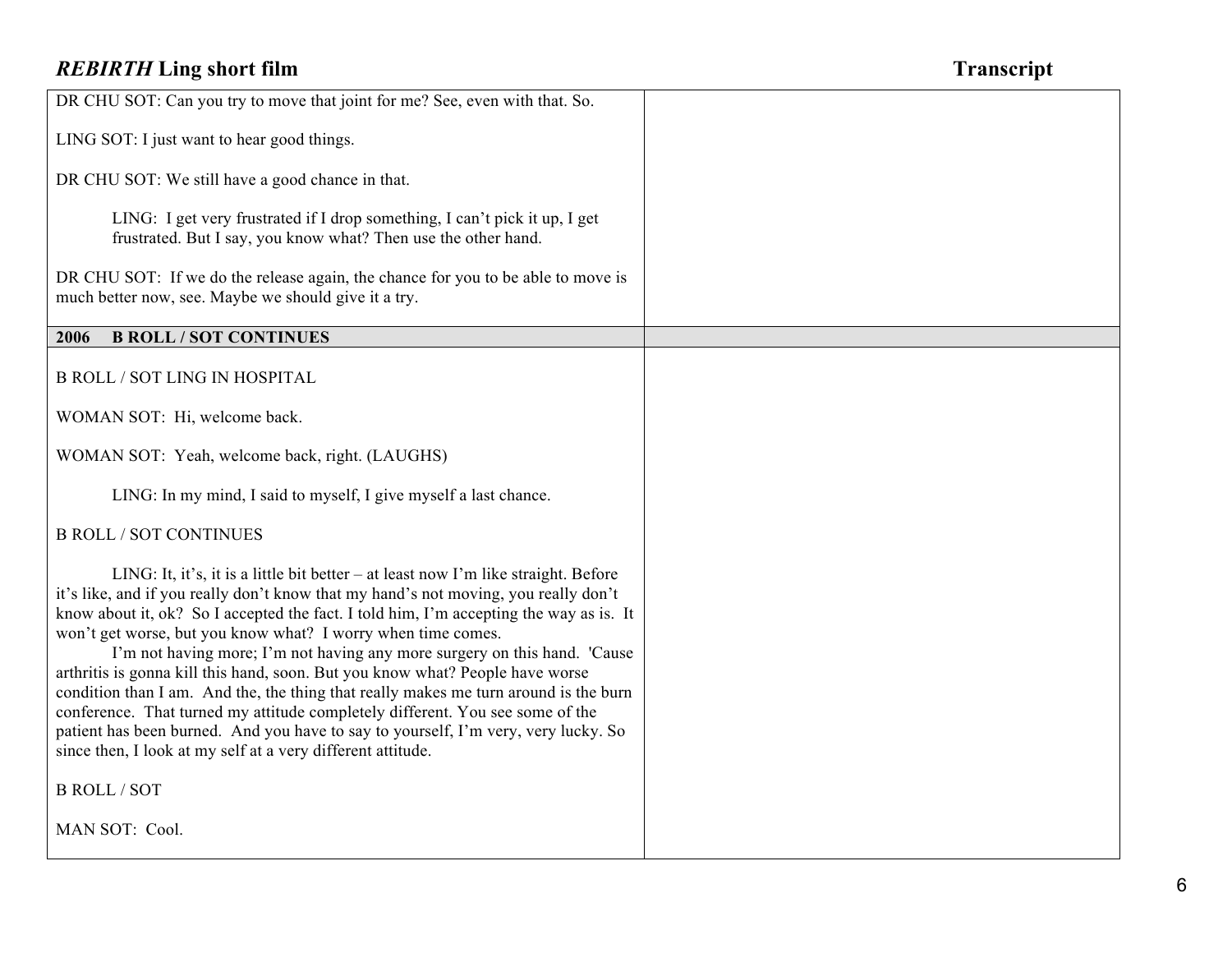| | |
|---|---|
| DR CHU SOT: Can you try to move that joint for me? See, even with that. So.<br><br>LING SOT: I just want to hear good things.<br><br>DR CHU SOT: We still have a good chance in that.<br><br>LING: I get very frustrated if I drop something, I can't pick it up, I get frustrated. But I say, you know what? Then use the other hand.<br><br>DR CHU SOT: If we do the release again, the chance for you to be able to move is much better now, see. Maybe we should give it a try. | |
| **2006 B ROLL / SOT CONTINUES** | |
| B ROLL / SOT LING IN HOSPITAL<br><br>WOMAN SOT: Hi, welcome back.<br><br>WOMAN SOT: Yeah, welcome back, right. (LAUGHS)<br><br>LING: In my mind, I said to myself, I give myself a last chance.<br><br>B ROLL / SOT CONTINUES<br><br>LING: It, it's, it is a little bit better – at least now I'm like straight. Before it's like, and if you really don't know that my hand's not moving, you really don't know about it, ok? So I accepted the fact. I told him, I'm accepting the way as is. It won't get worse, but you know what? I worry when time comes.<br>I'm not having more; I'm not having any more surgery on this hand. 'Cause arthritis is gonna kill this hand, soon. But you know what? People have worse condition than I am. And the, the thing that really makes me turn around is the burn conference. That turned my attitude completely different. You see some of the patient has been burned. And you have to say to yourself, I'm very, very lucky. So since then, I look at my self at a very different attitude.<br><br>B ROLL / SOT<br><br>MAN SOT: Cool. | |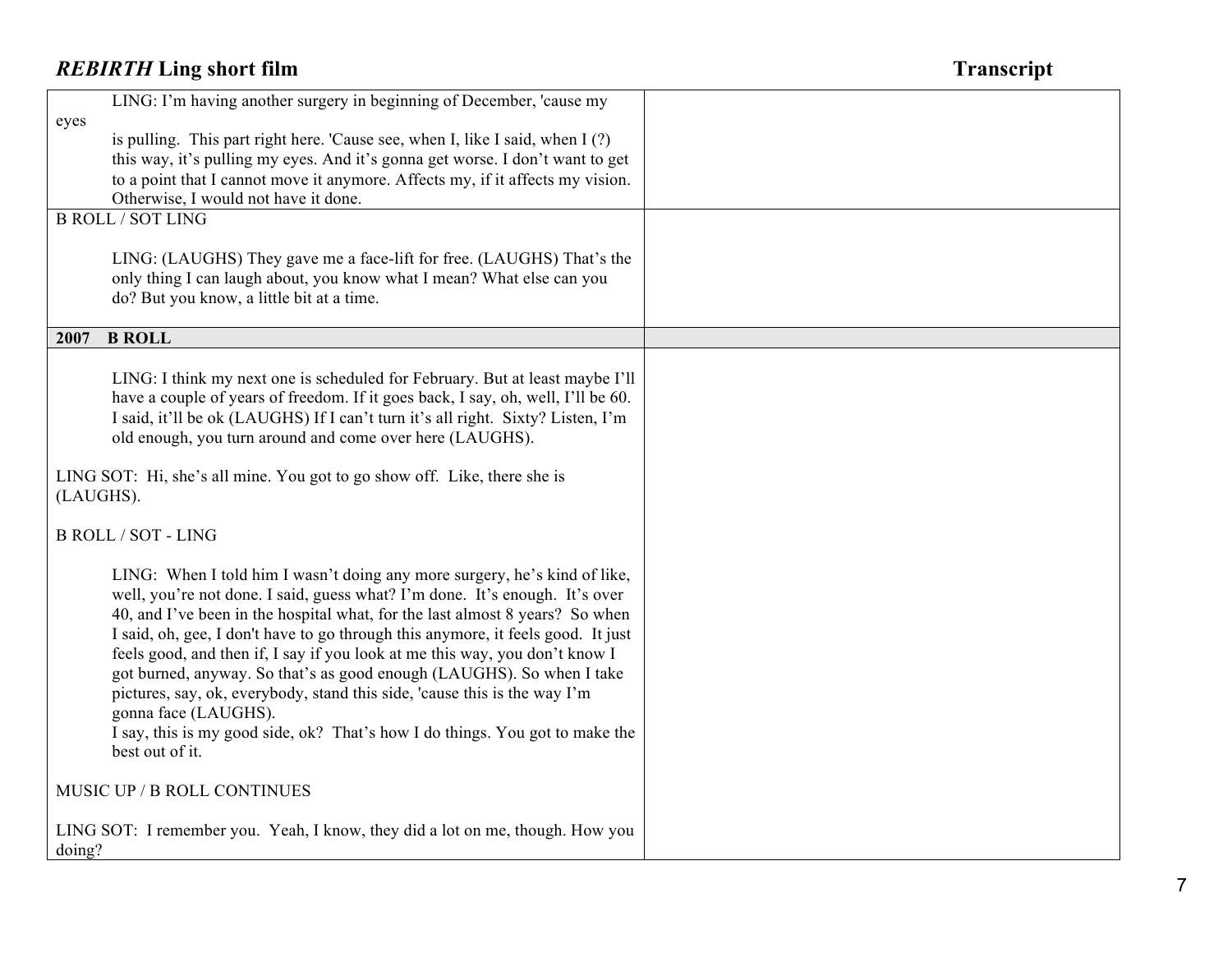| | |
|---|---|
| LING: I'm having another surgery in beginning of December, 'cause my eyes is pulling. This part right here. 'Cause see, when I, like I said, when I (?) this way, it's pulling my eyes. And it's gonna get worse. I don't want to get to a point that I cannot move it anymore. Affects my, if it affects my vision. Otherwise, I would not have it done. | |
| B ROLL / SOT LING<br><br>LING: (LAUGHS) They gave me a face-lift for free. (LAUGHS) That's the only thing I can laugh about, you know what I mean? What else can you do? But you know, a little bit at a time. | |
| **2007 B ROLL** | |
| LING: I think my next one is scheduled for February. But at least maybe I'll have a couple of years of freedom. If it goes back, I say, oh, well, I'll be 60. I said, it'll be ok (LAUGHS) If I can't turn it's all right. Sixty? Listen, I'm old enough, you turn around and come over here (LAUGHS).<br><br>LING SOT: Hi, she's all mine. You got to go show off. Like, there she is (LAUGHS).<br><br>B ROLL / SOT - LING<br><br>LING: When I told him I wasn't doing any more surgery, he's kind of like, well, you're not done. I said, guess what? I'm done. It's enough. It's over 40, and I've been in the hospital what, for the last almost 8 years? So when I said, oh, gee, I don't have to go through this anymore, it feels good. It just feels good, and then if, I say if you look at me this way, you don't know I got burned, anyway. So that's as good enough (LAUGHS). So when I take pictures, say, ok, everybody, stand this side, 'cause this is the way I'm gonna face (LAUGHS).<br>I say, this is my good side, ok? That's how I do things. You got to make the best out of it.<br><br>MUSIC UP / B ROLL CONTINUES<br><br>LING SOT: I remember you. Yeah, I know, they did a lot on me, though. How you doing? | |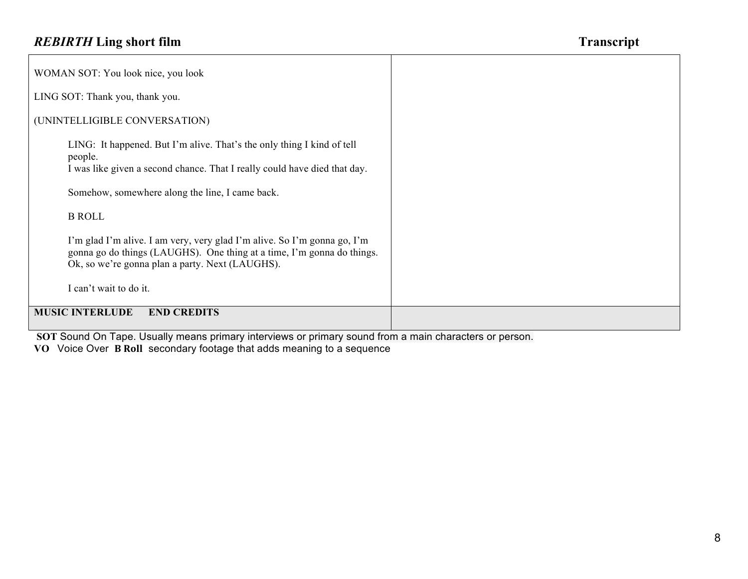| | |
|---|---|
| WOMAN SOT: You look nice, you look<br><br>LING SOT: Thank you, thank you.<br><br>(UNINTELLIGIBLE CONVERSATION)<br><br>LING: It happened. But I'm alive. That's the only thing I kind of tell people.<br>I was like given a second chance. That I really could have died that day.<br><br>Somehow, somewhere along the line, I came back.<br><br>B ROLL<br><br>I'm glad I'm alive. I am very, very glad I'm alive. So I'm gonna go, I'm gonna go do things (LAUGHS). One thing at a time, I'm gonna do things. Ok, so we're gonna plan a party. Next (LAUGHS).<br><br>I can't wait to do it. | |
| **MUSIC INTERLUDE END CREDITS** | |

**SOT** Sound On Tape. Usually means primary interviews or primary sound from a main characters or person.
**VO** Voice Over **B Roll** secondary footage that adds meaning to a sequence